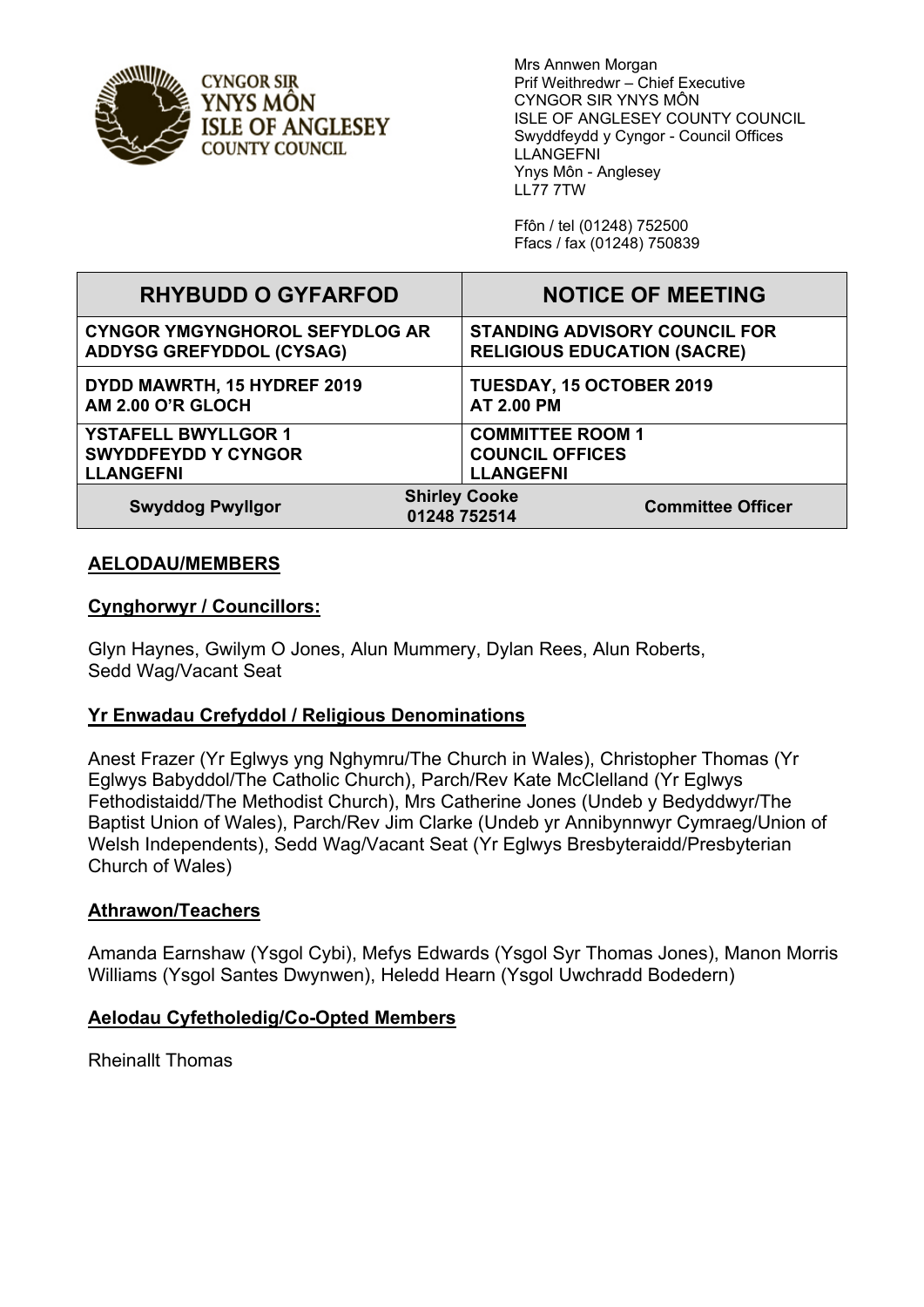CYNGOR SIR YNYS MÔN
ISLE OF ANGLESEY COUNTY COUNCIL

Mrs Annwen Morgan
Prif Weithredwr – Chief Executive
CYNGOR SIR YNYS MÔN
ISLE OF ANGLESEY COUNTY COUNCIL
Swyddfeydd y Cyngor - Council Offices
LLANGEFNI
Ynys Môn - Anglesey
LL77 7TW

Ffôn / tel (01248) 752500
Ffacs / fax (01248) 750839

| RHYBUDD O GYFARFOD | | NOTICE OF MEETING |
|---|---|---|
| **CYNGOR YMGYNGHOROL SEFYDLOG AR ADDYSG GREFYDDOL (CYSAG)** | | **STANDING ADVISORY COUNCIL FOR RELIGIOUS EDUCATION (SACRE)** |
| **DYDD MAWRTH, 15 HYDREF 2019 AM 2.00 O'R GLOCH** | | **TUESDAY, 15 OCTOBER 2019 AT 2.00 PM** |
| **YSTAFELL BWYLLGOR 1 SWYDDFEYDD Y CYNGOR LLANGEFNI** | | **COMMITTEE ROOM 1 COUNCIL OFFICES LLANGEFNI** |
| **Swyddog Pwyllgor** | **Shirley Cooke 01248 752514** | **Committee Officer** |

## AELODAU/MEMBERS

### Cynghorwyr / Councillors:

Glyn Haynes, Gwilym O Jones, Alun Mummery, Dylan Rees, Alun Roberts, Sedd Wag/Vacant Seat

### Yr Enwadau Crefyddol / Religious Denominations

Anest Frazer (Yr Eglwys yng Nghymru/The Church in Wales), Christopher Thomas (Yr Eglwys Babyddol/The Catholic Church), Parch/Rev Kate McClelland (Yr Eglwys Fethodistaidd/The Methodist Church), Mrs Catherine Jones (Undeb y Bedyddwyr/The Baptist Union of Wales), Parch/Rev Jim Clarke (Undeb yr Annibynnwyr Cymraeg/Union of Welsh Independents), Sedd Wag/Vacant Seat (Yr Eglwys Bresbyteraidd/Presbyterian Church of Wales)

### Athrawon/Teachers

Amanda Earnshaw (Ysgol Cybi), Mefys Edwards (Ysgol Syr Thomas Jones), Manon Morris Williams (Ysgol Santes Dwynwen), Heledd Hearn (Ysgol Uwchradd Bodedern)

### Aelodau Cyfetholedig/Co-Opted Members

Rheinallt Thomas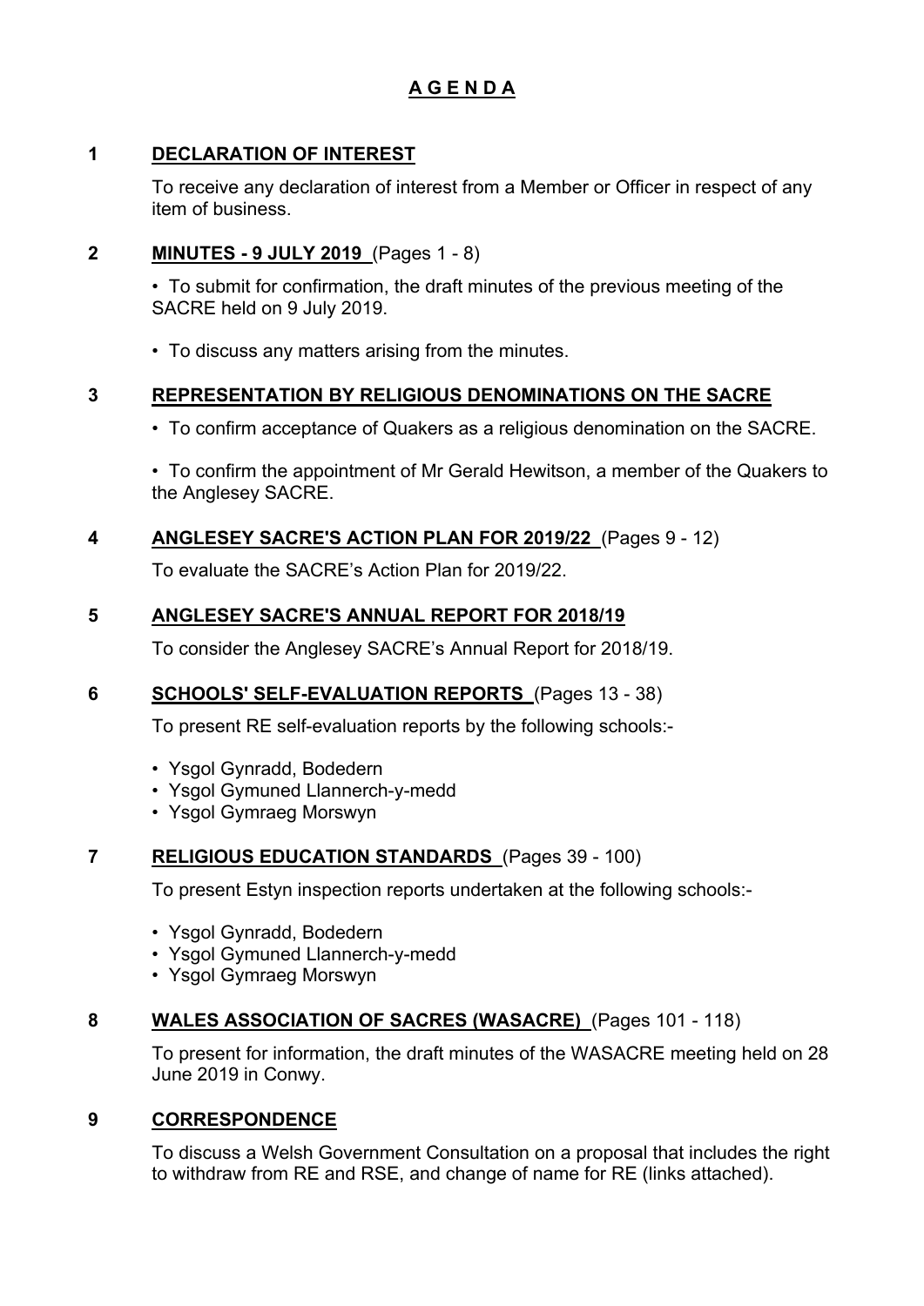# A G E N D A

## 1 DECLARATION OF INTEREST

To receive any declaration of interest from a Member or Officer in respect of any item of business.

## 2 MINUTES - 9 JULY 2019 (Pages 1 - 8)

- To submit for confirmation, the draft minutes of the previous meeting of the SACRE held on 9 July 2019.
- To discuss any matters arising from the minutes.

## 3 REPRESENTATION BY RELIGIOUS DENOMINATIONS ON THE SACRE

- To confirm acceptance of Quakers as a religious denomination on the SACRE.
- To confirm the appointment of Mr Gerald Hewitson, a member of the Quakers to the Anglesey SACRE.

## 4 ANGLESEY SACRE'S ACTION PLAN FOR 2019/22 (Pages 9 - 12)

To evaluate the SACRE's Action Plan for 2019/22.

## 5 ANGLESEY SACRE'S ANNUAL REPORT FOR 2018/19

To consider the Anglesey SACRE's Annual Report for 2018/19.

## 6 SCHOOLS' SELF-EVALUATION REPORTS (Pages 13 - 38)

To present RE self-evaluation reports by the following schools:-

- Ysgol Gynradd, Bodedern
- Ysgol Gymuned Llannerch-y-medd
- Ysgol Gymraeg Morswyn

## 7 RELIGIOUS EDUCATION STANDARDS (Pages 39 - 100)

To present Estyn inspection reports undertaken at the following schools:-

- Ysgol Gynradd, Bodedern
- Ysgol Gymuned Llannerch-y-medd
- Ysgol Gymraeg Morswyn

## 8 WALES ASSOCIATION OF SACRES (WASACRE) (Pages 101 - 118)

To present for information, the draft minutes of the WASACRE meeting held on 28 June 2019 in Conwy.

## 9 CORRESPONDENCE

To discuss a Welsh Government Consultation on a proposal that includes the right to withdraw from RE and RSE, and change of name for RE (links attached).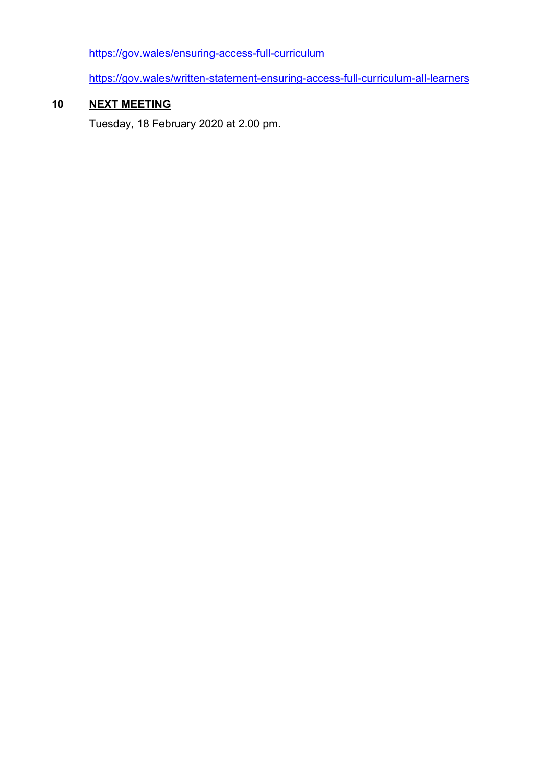https://gov.wales/ensuring-access-full-curriculum

https://gov.wales/written-statement-ensuring-access-full-curriculum-all-learners

## 10 NEXT MEETING

Tuesday, 18 February 2020 at 2.00 pm.